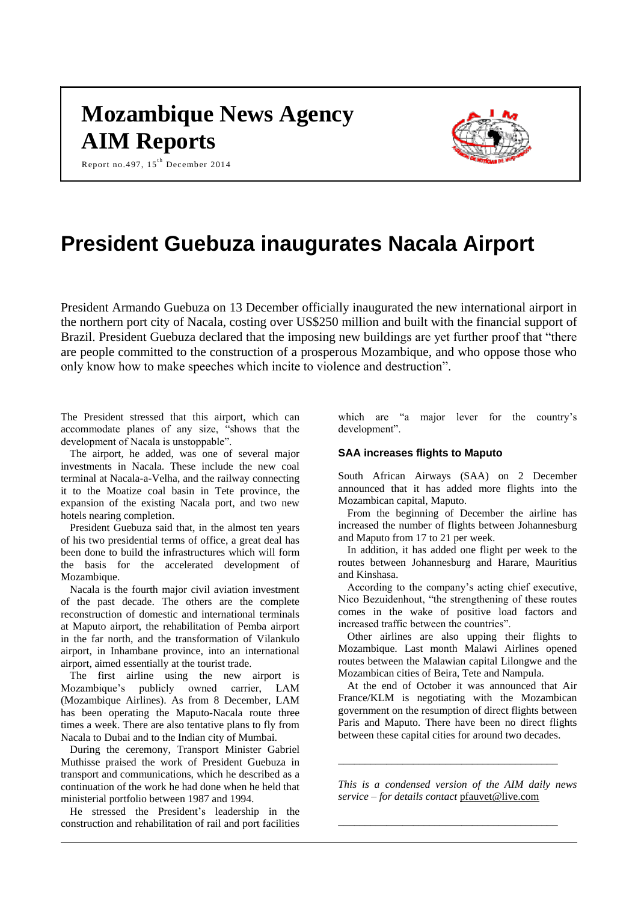# Mozambique News Agency
# AIM Reports

Report no.497, 15th December 2014

## President Guebuza inaugurates Nacala Airport

President Armando Guebuza on 13 December officially inaugurated the new international airport in the northern port city of Nacala, costing over US$250 million and built with the financial support of Brazil. President Guebuza declared that the imposing new buildings are yet further proof that "there are people committed to the construction of a prosperous Mozambique, and who oppose those who only know how to make speeches which incite to violence and destruction".

The President stressed that this airport, which can accommodate planes of any size, "shows that the development of Nacala is unstoppable".

The airport, he added, was one of several major investments in Nacala. These include the new coal terminal at Nacala-a-Velha, and the railway connecting it to the Moatize coal basin in Tete province, the expansion of the existing Nacala port, and two new hotels nearing completion.

President Guebuza said that, in the almost ten years of his two presidential terms of office, a great deal has been done to build the infrastructures which will form the basis for the accelerated development of Mozambique.

Nacala is the fourth major civil aviation investment of the past decade. The others are the complete reconstruction of domestic and international terminals at Maputo airport, the rehabilitation of Pemba airport in the far north, and the transformation of Vilankulo airport, in Inhambane province, into an international airport, aimed essentially at the tourist trade.

The first airline using the new airport is Mozambique's publicly owned carrier, LAM (Mozambique Airlines). As from 8 December, LAM has been operating the Maputo-Nacala route three times a week. There are also tentative plans to fly from Nacala to Dubai and to the Indian city of Mumbai.

During the ceremony, Transport Minister Gabriel Muthisse praised the work of President Guebuza in transport and communications, which he described as a continuation of the work he had done when he held that ministerial portfolio between 1987 and 1994.

He stressed the President's leadership in the construction and rehabilitation of rail and port facilities which are "a major lever for the country's development".

### SAA increases flights to Maputo

South African Airways (SAA) on 2 December announced that it has added more flights into the Mozambican capital, Maputo.

From the beginning of December the airline has increased the number of flights between Johannesburg and Maputo from 17 to 21 per week.

In addition, it has added one flight per week to the routes between Johannesburg and Harare, Mauritius and Kinshasa.

According to the company's acting chief executive, Nico Bezuidenhout, "the strengthening of these routes comes in the wake of positive load factors and increased traffic between the countries".

Other airlines are also upping their flights to Mozambique. Last month Malawi Airlines opened routes between the Malawian capital Lilongwe and the Mozambican cities of Beira, Tete and Nampula.

At the end of October it was announced that Air France/KLM is negotiating with the Mozambican government on the resumption of direct flights between Paris and Maputo. There have been no direct flights between these capital cities for around two decades.

---

*This is a condensed version of the AIM daily news service – for details contact* pfauvet@live.com

---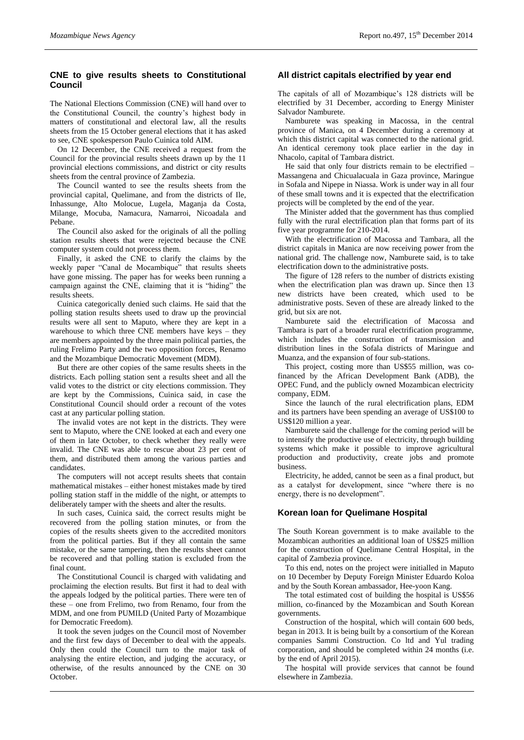## CNE to give results sheets to Constitutional Council

The National Elections Commission (CNE) will hand over to the Constitutional Council, the country's highest body in matters of constitutional and electoral law, all the results sheets from the 15 October general elections that it has asked to see, CNE spokesperson Paulo Cuinica told AIM.

On 12 December, the CNE received a request from the Council for the provincial results sheets drawn up by the 11 provincial elections commissions, and district or city results sheets from the central province of Zambezia.

The Council wanted to see the results sheets from the provincial capital, Quelimane, and from the districts of Ile, Inhassunge, Alto Molocue, Lugela, Maganja da Costa, Milange, Mocuba, Namacura, Namarroi, Nicoadala and Pebane.

The Council also asked for the originals of all the polling station results sheets that were rejected because the CNE computer system could not process them.

Finally, it asked the CNE to clarify the claims by the weekly paper "Canal de Mocambique" that results sheets have gone missing. The paper has for weeks been running a campaign against the CNE, claiming that it is "hiding" the results sheets.

Cuinica categorically denied such claims. He said that the polling station results sheets used to draw up the provincial results were all sent to Maputo, where they are kept in a warehouse to which three CNE members have keys – they are members appointed by the three main political parties, the ruling Frelimo Party and the two opposition forces, Renamo and the Mozambique Democratic Movement (MDM).

But there are other copies of the same results sheets in the districts. Each polling station sent a results sheet and all the valid votes to the district or city elections commission. They are kept by the Commissions, Cuinica said, in case the Constitutional Council should order a recount of the votes cast at any particular polling station.

The invalid votes are not kept in the districts. They were sent to Maputo, where the CNE looked at each and every one of them in late October, to check whether they really were invalid. The CNE was able to rescue about 23 per cent of them, and distributed them among the various parties and candidates.

The computers will not accept results sheets that contain mathematical mistakes – either honest mistakes made by tired polling station staff in the middle of the night, or attempts to deliberately tamper with the sheets and alter the results.

In such cases, Cuinica said, the correct results might be recovered from the polling station minutes, or from the copies of the results sheets given to the accredited monitors from the political parties. But if they all contain the same mistake, or the same tampering, then the results sheet cannot be recovered and that polling station is excluded from the final count.

The Constitutional Council is charged with validating and proclaiming the election results. But first it had to deal with the appeals lodged by the political parties. There were ten of these – one from Frelimo, two from Renamo, four from the MDM, and one from PUMILD (United Party of Mozambique for Democratic Freedom).

It took the seven judges on the Council most of November and the first few days of December to deal with the appeals. Only then could the Council turn to the major task of analysing the entire election, and judging the accuracy, or otherwise, of the results announced by the CNE on 30 October.

## All district capitals electrified by year end

The capitals of all of Mozambique's 128 districts will be electrified by 31 December, according to Energy Minister Salvador Namburete.

Namburete was speaking in Macossa, in the central province of Manica, on 4 December during a ceremony at which this district capital was connected to the national grid. An identical ceremony took place earlier in the day in Nhacolo, capital of Tambara district.

He said that only four districts remain to be electrified – Massangena and Chicualacuala in Gaza province, Maringue in Sofala and Nipepe in Niassa. Work is under way in all four of these small towns and it is expected that the electrification projects will be completed by the end of the year.

The Minister added that the government has thus complied fully with the rural electrification plan that forms part of its five year programme for 210-2014.

With the electrification of Macossa and Tambara, all the district capitals in Manica are now receiving power from the national grid. The challenge now, Namburete said, is to take electrification down to the administrative posts.

The figure of 128 refers to the number of districts existing when the electrification plan was drawn up. Since then 13 new districts have been created, which used to be administrative posts. Seven of these are already linked to the grid, but six are not.

Namburete said the electrification of Macossa and Tambara is part of a broader rural electrification programme, which includes the construction of transmission and distribution lines in the Sofala districts of Maringue and Muanza, and the expansion of four sub-stations.

This project, costing more than US$55 million, was co-financed by the African Development Bank (ADB), the OPEC Fund, and the publicly owned Mozambican electricity company, EDM.

Since the launch of the rural electrification plans, EDM and its partners have been spending an average of US$100 to US$120 million a year.

Namburete said the challenge for the coming period will be to intensify the productive use of electricity, through building systems which make it possible to improve agricultural production and productivity, create jobs and promote business.

Electricity, he added, cannot be seen as a final product, but as a catalyst for development, since "where there is no energy, there is no development".

## Korean loan for Quelimane Hospital

The South Korean government is to make available to the Mozambican authorities an additional loan of US$25 million for the construction of Quelimane Central Hospital, in the capital of Zambezia province.

To this end, notes on the project were initialled in Maputo on 10 December by Deputy Foreign Minister Eduardo Koloa and by the South Korean ambassador, Hee-yoon Kang.

The total estimated cost of building the hospital is US$56 million, co-financed by the Mozambican and South Korean governments.

Construction of the hospital, which will contain 600 beds, began in 2013. It is being built by a consortium of the Korean companies Sammi Construction. Co ltd and Yul trading corporation, and should be completed within 24 months (i.e. by the end of April 2015).

The hospital will provide services that cannot be found elsewhere in Zambezia.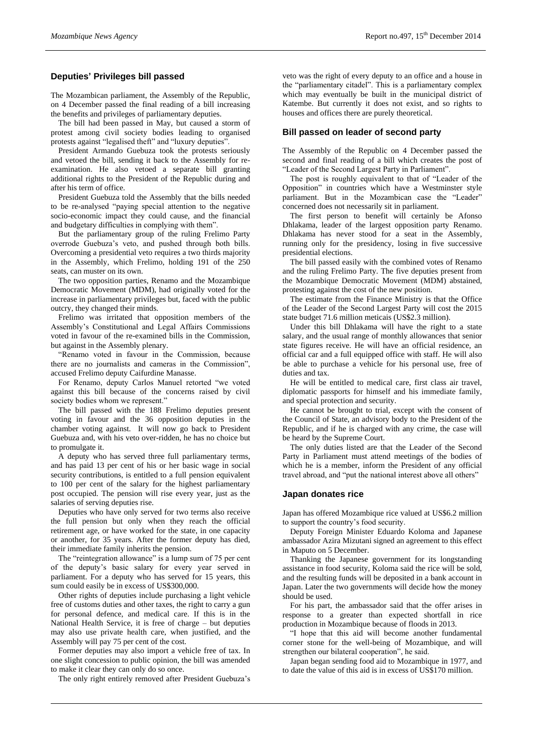## Deputies' Privileges bill passed

The Mozambican parliament, the Assembly of the Republic, on 4 December passed the final reading of a bill increasing the benefits and privileges of parliamentary deputies.

The bill had been passed in May, but caused a storm of protest among civil society bodies leading to organised protests against "legalised theft" and "luxury deputies".

President Armando Guebuza took the protests seriously and vetoed the bill, sending it back to the Assembly for re-examination. He also vetoed a separate bill granting additional rights to the President of the Republic during and after his term of office.

President Guebuza told the Assembly that the bills needed to be re-analysed "paying special attention to the negative socio-economic impact they could cause, and the financial and budgetary difficulties in complying with them".

But the parliamentary group of the ruling Frelimo Party overrode Guebuza's veto, and pushed through both bills. Overcoming a presidential veto requires a two thirds majority in the Assembly, which Frelimo, holding 191 of the 250 seats, can muster on its own.

The two opposition parties, Renamo and the Mozambique Democratic Movement (MDM), had originally voted for the increase in parliamentary privileges but, faced with the public outcry, they changed their minds.

Frelimo was irritated that opposition members of the Assembly's Constitutional and Legal Affairs Commissions voted in favour of the re-examined bills in the Commission, but against in the Assembly plenary.

"Renamo voted in favour in the Commission, because there are no journalists and cameras in the Commission", accused Frelimo deputy Caifurdine Manasse.

For Renamo, deputy Carlos Manuel retorted "we voted against this bill because of the concerns raised by civil society bodies whom we represent."

The bill passed with the 188 Frelimo deputies present voting in favour and the 36 opposition deputies in the chamber voting against. It will now go back to President Guebuza and, with his veto over-ridden, he has no choice but to promulgate it.

A deputy who has served three full parliamentary terms, and has paid 13 per cent of his or her basic wage in social security contributions, is entitled to a full pension equivalent to 100 per cent of the salary for the highest parliamentary post occupied. The pension will rise every year, just as the salaries of serving deputies rise.

Deputies who have only served for two terms also receive the full pension but only when they reach the official retirement age, or have worked for the state, in one capacity or another, for 35 years. After the former deputy has died, their immediate family inherits the pension.

The "reintegration allowance" is a lump sum of 75 per cent of the deputy's basic salary for every year served in parliament. For a deputy who has served for 15 years, this sum could easily be in excess of US$300,000.

Other rights of deputies include purchasing a light vehicle free of customs duties and other taxes, the right to carry a gun for personal defence, and medical care. If this is in the National Health Service, it is free of charge – but deputies may also use private health care, when justified, and the Assembly will pay 75 per cent of the cost.

Former deputies may also import a vehicle free of tax. In one slight concession to public opinion, the bill was amended to make it clear they can only do so once.

The only right entirely removed after President Guebuza's veto was the right of every deputy to an office and a house in the "parliamentary citadel". This is a parliamentary complex which may eventually be built in the municipal district of Katembe. But currently it does not exist, and so rights to houses and offices there are purely theoretical.

## Bill passed on leader of second party

The Assembly of the Republic on 4 December passed the second and final reading of a bill which creates the post of "Leader of the Second Largest Party in Parliament".

The post is roughly equivalent to that of "Leader of the Opposition" in countries which have a Westminster style parliament. But in the Mozambican case the "Leader" concerned does not necessarily sit in parliament.

The first person to benefit will certainly be Afonso Dhlakama, leader of the largest opposition party Renamo. Dhlakama has never stood for a seat in the Assembly, running only for the presidency, losing in five successive presidential elections.

The bill passed easily with the combined votes of Renamo and the ruling Frelimo Party. The five deputies present from the Mozambique Democratic Movement (MDM) abstained, protesting against the cost of the new position.

The estimate from the Finance Ministry is that the Office of the Leader of the Second Largest Party will cost the 2015 state budget 71.6 million meticais (US$2.3 million).

Under this bill Dhlakama will have the right to a state salary, and the usual range of monthly allowances that senior state figures receive. He will have an official residence, an official car and a full equipped office with staff. He will also be able to purchase a vehicle for his personal use, free of duties and tax.

He will be entitled to medical care, first class air travel, diplomatic passports for himself and his immediate family, and special protection and security.

He cannot be brought to trial, except with the consent of the Council of State, an advisory body to the President of the Republic, and if he is charged with any crime, the case will be heard by the Supreme Court.

The only duties listed are that the Leader of the Second Party in Parliament must attend meetings of the bodies of which he is a member, inform the President of any official travel abroad, and "put the national interest above all others"

## Japan donates rice

Japan has offered Mozambique rice valued at US$6.2 million to support the country's food security.

Deputy Foreign Minister Eduardo Koloma and Japanese ambassador Azira Mizutani signed an agreement to this effect in Maputo on 5 December.

Thanking the Japanese government for its longstanding assistance in food security, Koloma said the rice will be sold, and the resulting funds will be deposited in a bank account in Japan. Later the two governments will decide how the money should be used.

For his part, the ambassador said that the offer arises in response to a greater than expected shortfall in rice production in Mozambique because of floods in 2013.

"I hope that this aid will become another fundamental corner stone for the well-being of Mozambique, and will strengthen our bilateral cooperation", he said.

Japan began sending food aid to Mozambique in 1977, and to date the value of this aid is in excess of US$170 million.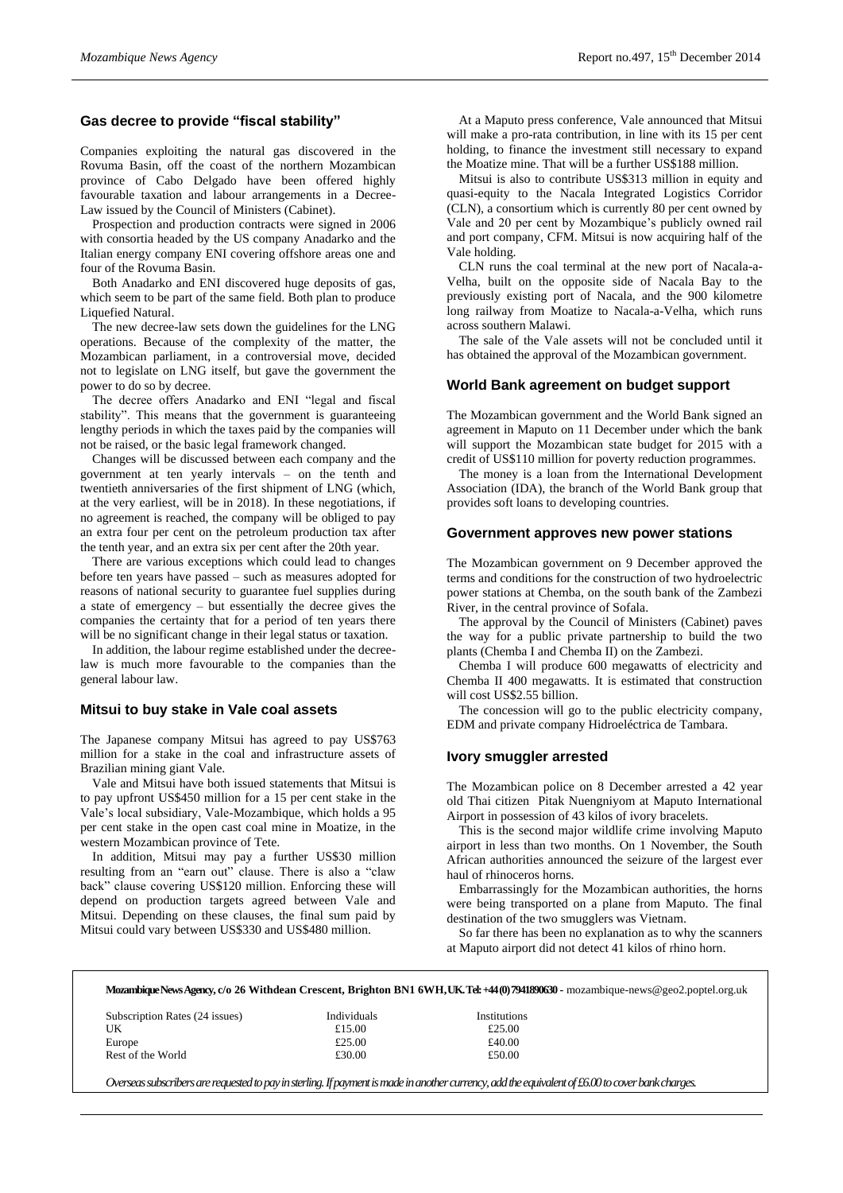## Gas decree to provide "fiscal stability"

Companies exploiting the natural gas discovered in the Rovuma Basin, off the coast of the northern Mozambican province of Cabo Delgado have been offered highly favourable taxation and labour arrangements in a Decree-Law issued by the Council of Ministers (Cabinet).

Prospection and production contracts were signed in 2006 with consortia headed by the US company Anadarko and the Italian energy company ENI covering offshore areas one and four of the Rovuma Basin.

Both Anadarko and ENI discovered huge deposits of gas, which seem to be part of the same field. Both plan to produce Liquefied Natural.

The new decree-law sets down the guidelines for the LNG operations. Because of the complexity of the matter, the Mozambican parliament, in a controversial move, decided not to legislate on LNG itself, but gave the government the power to do so by decree.

The decree offers Anadarko and ENI "legal and fiscal stability". This means that the government is guaranteeing lengthy periods in which the taxes paid by the companies will not be raised, or the basic legal framework changed.

Changes will be discussed between each company and the government at ten yearly intervals – on the tenth and twentieth anniversaries of the first shipment of LNG (which, at the very earliest, will be in 2018). In these negotiations, if no agreement is reached, the company will be obliged to pay an extra four per cent on the petroleum production tax after the tenth year, and an extra six per cent after the 20th year.

There are various exceptions which could lead to changes before ten years have passed – such as measures adopted for reasons of national security to guarantee fuel supplies during a state of emergency – but essentially the decree gives the companies the certainty that for a period of ten years there will be no significant change in their legal status or taxation.

In addition, the labour regime established under the decree-law is much more favourable to the companies than the general labour law.

## Mitsui to buy stake in Vale coal assets

The Japanese company Mitsui has agreed to pay US$763 million for a stake in the coal and infrastructure assets of Brazilian mining giant Vale.

Vale and Mitsui have both issued statements that Mitsui is to pay upfront US$450 million for a 15 per cent stake in the Vale's local subsidiary, Vale-Mozambique, which holds a 95 per cent stake in the open cast coal mine in Moatize, in the western Mozambican province of Tete.

In addition, Mitsui may pay a further US$30 million resulting from an "earn out" clause. There is also a "claw back" clause covering US$120 million. Enforcing these will depend on production targets agreed between Vale and Mitsui. Depending on these clauses, the final sum paid by Mitsui could vary between US$330 and US$480 million.

At a Maputo press conference, Vale announced that Mitsui will make a pro-rata contribution, in line with its 15 per cent holding, to finance the investment still necessary to expand the Moatize mine. That will be a further US$188 million.

Mitsui is also to contribute US$313 million in equity and quasi-equity to the Nacala Integrated Logistics Corridor (CLN), a consortium which is currently 80 per cent owned by Vale and 20 per cent by Mozambique's publicly owned rail and port company, CFM. Mitsui is now acquiring half of the Vale holding.

CLN runs the coal terminal at the new port of Nacala-a-Velha, built on the opposite side of Nacala Bay to the previously existing port of Nacala, and the 900 kilometre long railway from Moatize to Nacala-a-Velha, which runs across southern Malawi.

The sale of the Vale assets will not be concluded until it has obtained the approval of the Mozambican government.

## World Bank agreement on budget support

The Mozambican government and the World Bank signed an agreement in Maputo on 11 December under which the bank will support the Mozambican state budget for 2015 with a credit of US$110 million for poverty reduction programmes.

The money is a loan from the International Development Association (IDA), the branch of the World Bank group that provides soft loans to developing countries.

## Government approves new power stations

The Mozambican government on 9 December approved the terms and conditions for the construction of two hydroelectric power stations at Chemba, on the south bank of the Zambezi River, in the central province of Sofala.

The approval by the Council of Ministers (Cabinet) paves the way for a public private partnership to build the two plants (Chemba I and Chemba II) on the Zambezi.

Chemba I will produce 600 megawatts of electricity and Chemba II 400 megawatts. It is estimated that construction will cost US$2.55 billion.

The concession will go to the public electricity company, EDM and private company Hidroeléctrica de Tambara.

## Ivory smuggler arrested

The Mozambican police on 8 December arrested a 42 year old Thai citizen Pitak Nuengniyom at Maputo International Airport in possession of 43 kilos of ivory bracelets.

This is the second major wildlife crime involving Maputo airport in less than two months. On 1 November, the South African authorities announced the seizure of the largest ever haul of rhinoceros horns.

Embarrassingly for the Mozambican authorities, the horns were being transported on a plane from Maputo. The final destination of the two smugglers was Vietnam.

So far there has been no explanation as to why the scanners at Maputo airport did not detect 41 kilos of rhino horn.

---

**Mozambique News Agency, c/o 26 Withdean Crescent, Brighton BN1 6WH, UK. Tel: +44 (0) 7941890630** - mozambique-news@geo2.poptel.org.uk

| Subscription Rates (24 issues) | Individuals | Institutions |
|---|---|---|
| UK | £15.00 | £25.00 |
| Europe | £25.00 | £40.00 |
| Rest of the World | £30.00 | £50.00 |

*Overseas subscribers are requested to pay in sterling. If payment is made in another currency, add the equivalent of £6.00 to cover bank charges.*